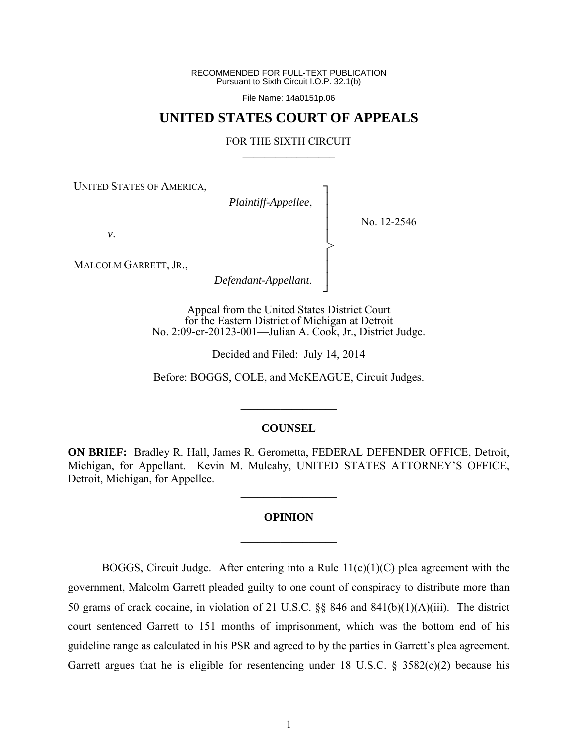RECOMMENDED FOR FULL-TEXT PUBLICATION
Pursuant to Sixth Circuit I.O.P. 32.1(b)

File Name: 14a0151p.06

# UNITED STATES COURT OF APPEALS

FOR THE SIXTH CIRCUIT

UNITED STATES OF AMERICA,
*Plaintiff-Appellee*,

*v*.

MALCOLM GARRETT, JR.,
*Defendant-Appellant*.

No. 12-2546

Appeal from the United States District Court
for the Eastern District of Michigan at Detroit
No. 2:09-cr-20123-001—Julian A. Cook, Jr., District Judge.

Decided and Filed: July 14, 2014

Before: BOGGS, COLE, and McKEAGUE, Circuit Judges.

## COUNSEL

**ON BRIEF:** Bradley R. Hall, James R. Gerometta, FEDERAL DEFENDER OFFICE, Detroit, Michigan, for Appellant. Kevin M. Mulcahy, UNITED STATES ATTORNEY'S OFFICE, Detroit, Michigan, for Appellee.

## OPINION

BOGGS, Circuit Judge. After entering into a Rule 11(c)(1)(C) plea agreement with the government, Malcolm Garrett pleaded guilty to one count of conspiracy to distribute more than 50 grams of crack cocaine, in violation of 21 U.S.C. §§ 846 and 841(b)(1)(A)(iii). The district court sentenced Garrett to 151 months of imprisonment, which was the bottom end of his guideline range as calculated in his PSR and agreed to by the parties in Garrett's plea agreement. Garrett argues that he is eligible for resentencing under 18 U.S.C. § 3582(c)(2) because his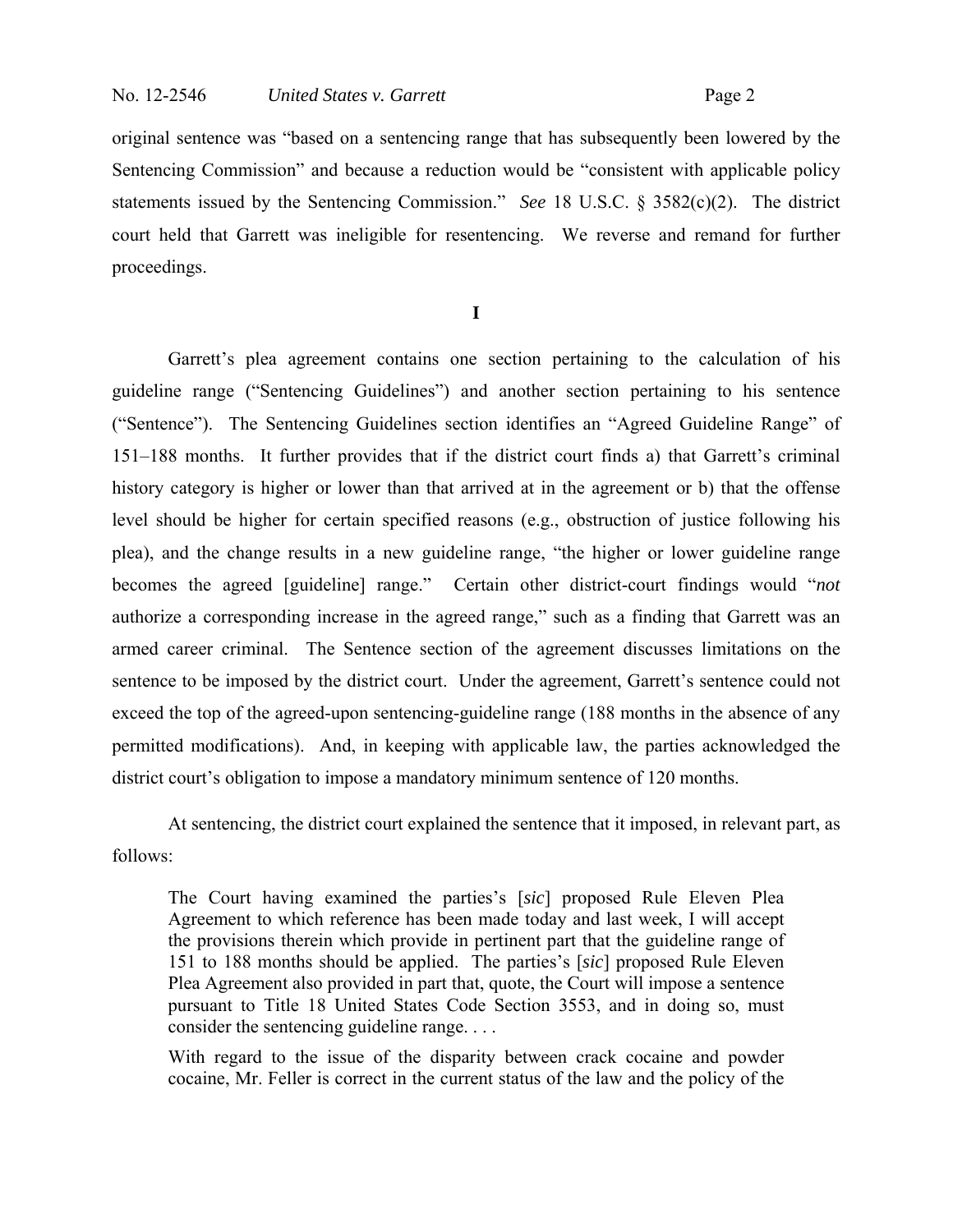original sentence was "based on a sentencing range that has subsequently been lowered by the Sentencing Commission" and because a reduction would be "consistent with applicable policy statements issued by the Sentencing Commission." *See* 18 U.S.C. § 3582(c)(2). The district court held that Garrett was ineligible for resentencing. We reverse and remand for further proceedings.

## I

Garrett's plea agreement contains one section pertaining to the calculation of his guideline range ("Sentencing Guidelines") and another section pertaining to his sentence ("Sentence"). The Sentencing Guidelines section identifies an "Agreed Guideline Range" of 151–188 months. It further provides that if the district court finds a) that Garrett's criminal history category is higher or lower than that arrived at in the agreement or b) that the offense level should be higher for certain specified reasons (e.g., obstruction of justice following his plea), and the change results in a new guideline range, "the higher or lower guideline range becomes the agreed [guideline] range." Certain other district-court findings would "*not* authorize a corresponding increase in the agreed range," such as a finding that Garrett was an armed career criminal. The Sentence section of the agreement discusses limitations on the sentence to be imposed by the district court. Under the agreement, Garrett's sentence could not exceed the top of the agreed-upon sentencing-guideline range (188 months in the absence of any permitted modifications). And, in keeping with applicable law, the parties acknowledged the district court's obligation to impose a mandatory minimum sentence of 120 months.

At sentencing, the district court explained the sentence that it imposed, in relevant part, as follows:

> The Court having examined the parties's [*sic*] proposed Rule Eleven Plea Agreement to which reference has been made today and last week, I will accept the provisions therein which provide in pertinent part that the guideline range of 151 to 188 months should be applied. The parties's [*sic*] proposed Rule Eleven Plea Agreement also provided in part that, quote, the Court will impose a sentence pursuant to Title 18 United States Code Section 3553, and in doing so, must consider the sentencing guideline range. . . .
>
> With regard to the issue of the disparity between crack cocaine and powder cocaine, Mr. Feller is correct in the current status of the law and the policy of the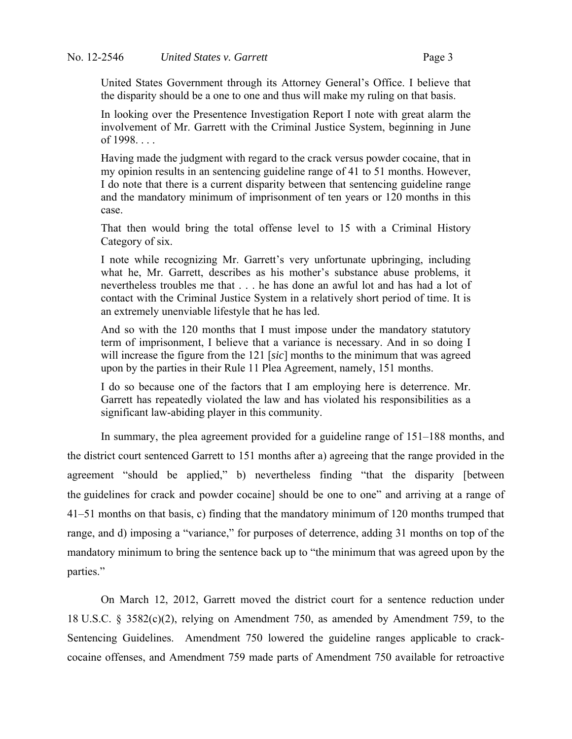> United States Government through its Attorney General's Office. I believe that the disparity should be a one to one and thus will make my ruling on that basis.
>
> In looking over the Presentence Investigation Report I note with great alarm the involvement of Mr. Garrett with the Criminal Justice System, beginning in June of 1998. . . .
>
> Having made the judgment with regard to the crack versus powder cocaine, that in my opinion results in an sentencing guideline range of 41 to 51 months. However, I do note that there is a current disparity between that sentencing guideline range and the mandatory minimum of imprisonment of ten years or 120 months in this case.
>
> That then would bring the total offense level to 15 with a Criminal History Category of six.
>
> I note while recognizing Mr. Garrett's very unfortunate upbringing, including what he, Mr. Garrett, describes as his mother's substance abuse problems, it nevertheless troubles me that . . . he has done an awful lot and has had a lot of contact with the Criminal Justice System in a relatively short period of time. It is an extremely unenviable lifestyle that he has led.
>
> And so with the 120 months that I must impose under the mandatory statutory term of imprisonment, I believe that a variance is necessary. And in so doing I will increase the figure from the 121 [*sic*] months to the minimum that was agreed upon by the parties in their Rule 11 Plea Agreement, namely, 151 months.
>
> I do so because one of the factors that I am employing here is deterrence. Mr. Garrett has repeatedly violated the law and has violated his responsibilities as a significant law-abiding player in this community.

In summary, the plea agreement provided for a guideline range of 151–188 months, and the district court sentenced Garrett to 151 months after a) agreeing that the range provided in the agreement "should be applied," b) nevertheless finding "that the disparity [between the guidelines for crack and powder cocaine] should be one to one" and arriving at a range of 41–51 months on that basis, c) finding that the mandatory minimum of 120 months trumped that range, and d) imposing a "variance," for purposes of deterrence, adding 31 months on top of the mandatory minimum to bring the sentence back up to "the minimum that was agreed upon by the parties."

On March 12, 2012, Garrett moved the district court for a sentence reduction under 18 U.S.C. § 3582(c)(2), relying on Amendment 750, as amended by Amendment 759, to the Sentencing Guidelines. Amendment 750 lowered the guideline ranges applicable to crack-cocaine offenses, and Amendment 759 made parts of Amendment 750 available for retroactive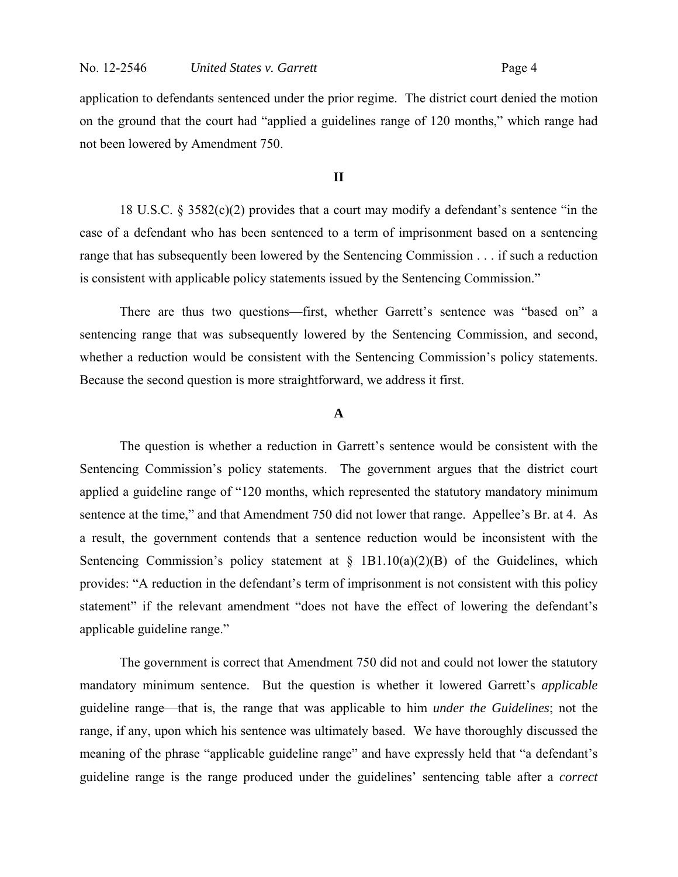application to defendants sentenced under the prior regime. The district court denied the motion on the ground that the court had "applied a guidelines range of 120 months," which range had not been lowered by Amendment 750.

## II

18 U.S.C. § 3582(c)(2) provides that a court may modify a defendant's sentence "in the case of a defendant who has been sentenced to a term of imprisonment based on a sentencing range that has subsequently been lowered by the Sentencing Commission . . . if such a reduction is consistent with applicable policy statements issued by the Sentencing Commission."

There are thus two questions—first, whether Garrett's sentence was "based on" a sentencing range that was subsequently lowered by the Sentencing Commission, and second, whether a reduction would be consistent with the Sentencing Commission's policy statements. Because the second question is more straightforward, we address it first.

### A

The question is whether a reduction in Garrett's sentence would be consistent with the Sentencing Commission's policy statements. The government argues that the district court applied a guideline range of "120 months, which represented the statutory mandatory minimum sentence at the time," and that Amendment 750 did not lower that range. Appellee's Br. at 4. As a result, the government contends that a sentence reduction would be inconsistent with the Sentencing Commission's policy statement at § 1B1.10(a)(2)(B) of the Guidelines, which provides: "A reduction in the defendant's term of imprisonment is not consistent with this policy statement" if the relevant amendment "does not have the effect of lowering the defendant's applicable guideline range."

The government is correct that Amendment 750 did not and could not lower the statutory mandatory minimum sentence. But the question is whether it lowered Garrett's *applicable* guideline range—that is, the range that was applicable to him *under the Guidelines*; not the range, if any, upon which his sentence was ultimately based. We have thoroughly discussed the meaning of the phrase "applicable guideline range" and have expressly held that "a defendant's guideline range is the range produced under the guidelines' sentencing table after a *correct*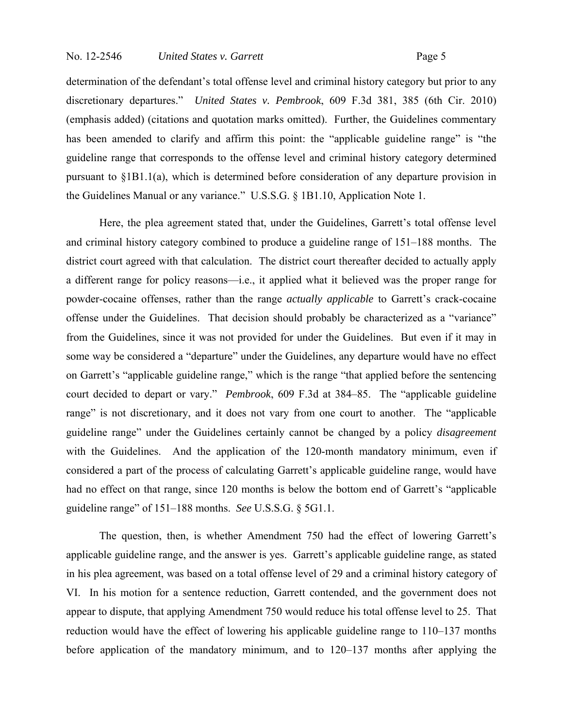determination of the defendant's total offense level and criminal history category but prior to any discretionary departures." *United States v. Pembrook*, 609 F.3d 381, 385 (6th Cir. 2010) (emphasis added) (citations and quotation marks omitted). Further, the Guidelines commentary has been amended to clarify and affirm this point: the "applicable guideline range" is "the guideline range that corresponds to the offense level and criminal history category determined pursuant to §1B1.1(a), which is determined before consideration of any departure provision in the Guidelines Manual or any variance." U.S.S.G. § 1B1.10, Application Note 1.

Here, the plea agreement stated that, under the Guidelines, Garrett's total offense level and criminal history category combined to produce a guideline range of 151–188 months. The district court agreed with that calculation. The district court thereafter decided to actually apply a different range for policy reasons—i.e., it applied what it believed was the proper range for powder-cocaine offenses, rather than the range *actually applicable* to Garrett's crack-cocaine offense under the Guidelines. That decision should probably be characterized as a "variance" from the Guidelines, since it was not provided for under the Guidelines. But even if it may in some way be considered a "departure" under the Guidelines, any departure would have no effect on Garrett's "applicable guideline range," which is the range "that applied before the sentencing court decided to depart or vary." *Pembrook*, 609 F.3d at 384–85. The "applicable guideline range" is not discretionary, and it does not vary from one court to another. The "applicable guideline range" under the Guidelines certainly cannot be changed by a policy *disagreement* with the Guidelines. And the application of the 120-month mandatory minimum, even if considered a part of the process of calculating Garrett's applicable guideline range, would have had no effect on that range, since 120 months is below the bottom end of Garrett's "applicable guideline range" of 151–188 months. *See* U.S.S.G. § 5G1.1.

The question, then, is whether Amendment 750 had the effect of lowering Garrett's applicable guideline range, and the answer is yes. Garrett's applicable guideline range, as stated in his plea agreement, was based on a total offense level of 29 and a criminal history category of VI. In his motion for a sentence reduction, Garrett contended, and the government does not appear to dispute, that applying Amendment 750 would reduce his total offense level to 25. That reduction would have the effect of lowering his applicable guideline range to 110–137 months before application of the mandatory minimum, and to 120–137 months after applying the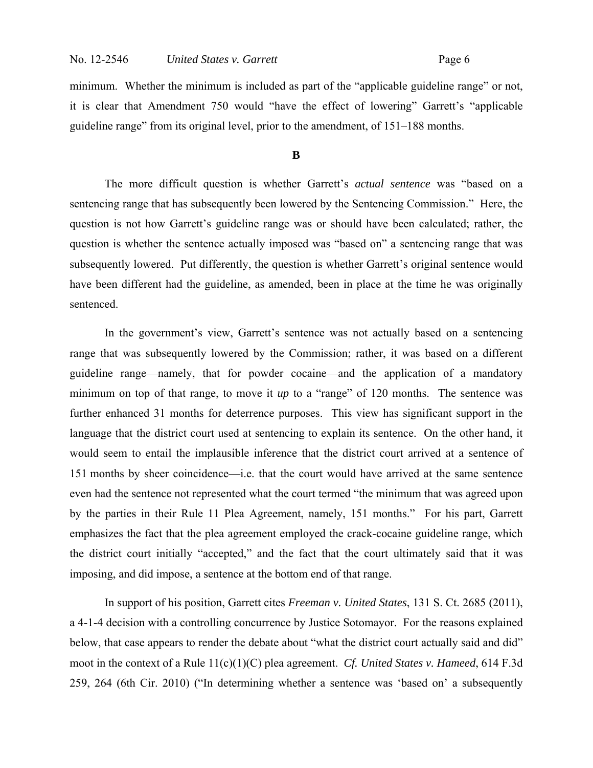minimum. Whether the minimum is included as part of the "applicable guideline range" or not, it is clear that Amendment 750 would "have the effect of lowering" Garrett's "applicable guideline range" from its original level, prior to the amendment, of 151–188 months.

**B**

The more difficult question is whether Garrett's *actual sentence* was "based on a sentencing range that has subsequently been lowered by the Sentencing Commission." Here, the question is not how Garrett's guideline range was or should have been calculated; rather, the question is whether the sentence actually imposed was "based on" a sentencing range that was subsequently lowered. Put differently, the question is whether Garrett's original sentence would have been different had the guideline, as amended, been in place at the time he was originally sentenced.

In the government's view, Garrett's sentence was not actually based on a sentencing range that was subsequently lowered by the Commission; rather, it was based on a different guideline range—namely, that for powder cocaine—and the application of a mandatory minimum on top of that range, to move it *up* to a "range" of 120 months. The sentence was further enhanced 31 months for deterrence purposes. This view has significant support in the language that the district court used at sentencing to explain its sentence. On the other hand, it would seem to entail the implausible inference that the district court arrived at a sentence of 151 months by sheer coincidence—i.e. that the court would have arrived at the same sentence even had the sentence not represented what the court termed "the minimum that was agreed upon by the parties in their Rule 11 Plea Agreement, namely, 151 months." For his part, Garrett emphasizes the fact that the plea agreement employed the crack-cocaine guideline range, which the district court initially "accepted," and the fact that the court ultimately said that it was imposing, and did impose, a sentence at the bottom end of that range.

In support of his position, Garrett cites *Freeman v. United States*, 131 S. Ct. 2685 (2011), a 4-1-4 decision with a controlling concurrence by Justice Sotomayor. For the reasons explained below, that case appears to render the debate about "what the district court actually said and did" moot in the context of a Rule 11(c)(1)(C) plea agreement. *Cf. United States v. Hameed*, 614 F.3d 259, 264 (6th Cir. 2010) ("In determining whether a sentence was 'based on' a subsequently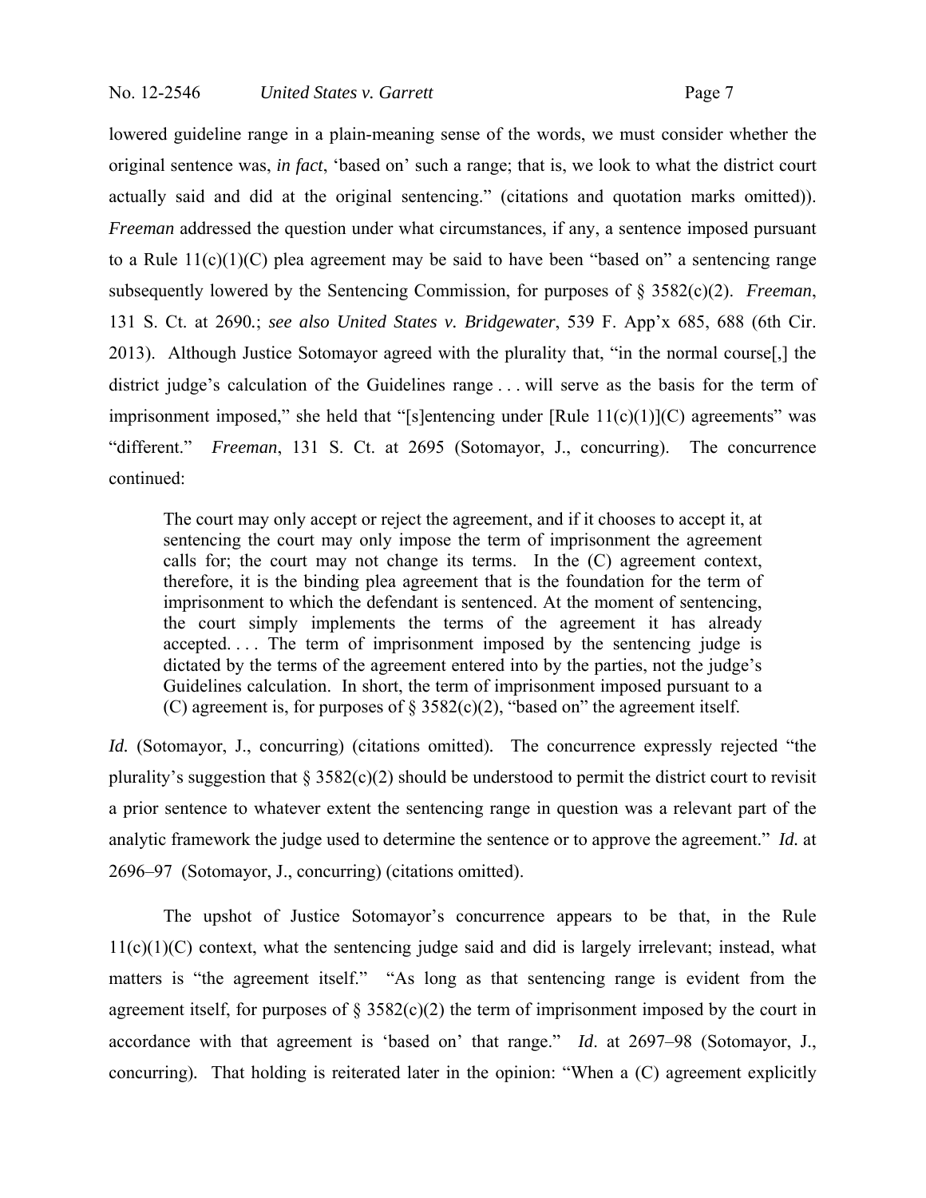lowered guideline range in a plain-meaning sense of the words, we must consider whether the original sentence was, *in fact*, 'based on' such a range; that is, we look to what the district court actually said and did at the original sentencing." (citations and quotation marks omitted)). *Freeman* addressed the question under what circumstances, if any, a sentence imposed pursuant to a Rule 11(c)(1)(C) plea agreement may be said to have been "based on" a sentencing range subsequently lowered by the Sentencing Commission, for purposes of § 3582(c)(2). *Freeman*, 131 S. Ct. at 2690.; *see also United States v. Bridgewater*, 539 F. App'x 685, 688 (6th Cir. 2013). Although Justice Sotomayor agreed with the plurality that, "in the normal course[,] the district judge's calculation of the Guidelines range . . . will serve as the basis for the term of imprisonment imposed," she held that "[s]entencing under [Rule 11(c)(1)](C) agreements" was "different." *Freeman*, 131 S. Ct. at 2695 (Sotomayor, J., concurring). The concurrence continued:

> The court may only accept or reject the agreement, and if it chooses to accept it, at sentencing the court may only impose the term of imprisonment the agreement calls for; the court may not change its terms. In the (C) agreement context, therefore, it is the binding plea agreement that is the foundation for the term of imprisonment to which the defendant is sentenced. At the moment of sentencing, the court simply implements the terms of the agreement it has already accepted. . . . The term of imprisonment imposed by the sentencing judge is dictated by the terms of the agreement entered into by the parties, not the judge's Guidelines calculation. In short, the term of imprisonment imposed pursuant to a (C) agreement is, for purposes of § 3582(c)(2), "based on" the agreement itself.

*Id.* (Sotomayor, J., concurring) (citations omitted). The concurrence expressly rejected "the plurality's suggestion that § 3582(c)(2) should be understood to permit the district court to revisit a prior sentence to whatever extent the sentencing range in question was a relevant part of the analytic framework the judge used to determine the sentence or to approve the agreement." *Id.* at 2696–97 (Sotomayor, J., concurring) (citations omitted).

The upshot of Justice Sotomayor's concurrence appears to be that, in the Rule 11(c)(1)(C) context, what the sentencing judge said and did is largely irrelevant; instead, what matters is "the agreement itself." "As long as that sentencing range is evident from the agreement itself, for purposes of § 3582(c)(2) the term of imprisonment imposed by the court in accordance with that agreement is 'based on' that range." *Id*. at 2697–98 (Sotomayor, J., concurring). That holding is reiterated later in the opinion: "When a (C) agreement explicitly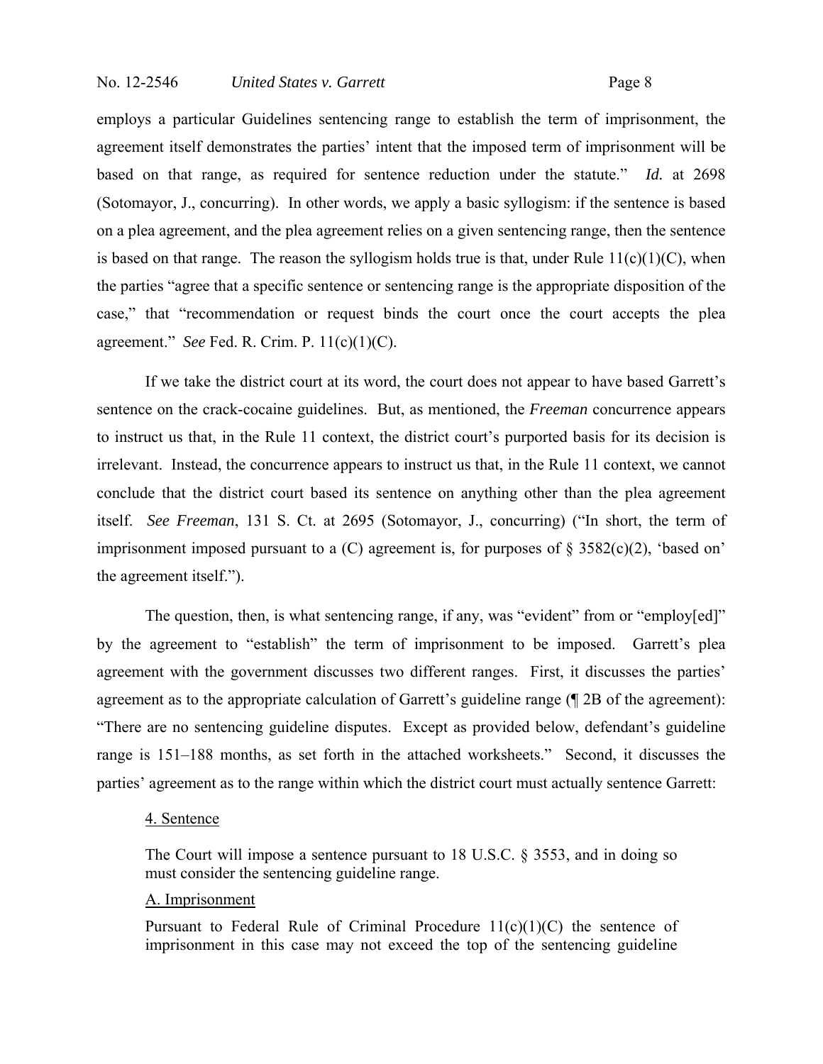employs a particular Guidelines sentencing range to establish the term of imprisonment, the agreement itself demonstrates the parties' intent that the imposed term of imprisonment will be based on that range, as required for sentence reduction under the statute." *Id.* at 2698 (Sotomayor, J., concurring). In other words, we apply a basic syllogism: if the sentence is based on a plea agreement, and the plea agreement relies on a given sentencing range, then the sentence is based on that range. The reason the syllogism holds true is that, under Rule 11(c)(1)(C), when the parties "agree that a specific sentence or sentencing range is the appropriate disposition of the case," that "recommendation or request binds the court once the court accepts the plea agreement." *See* Fed. R. Crim. P. 11(c)(1)(C).

If we take the district court at its word, the court does not appear to have based Garrett's sentence on the crack-cocaine guidelines. But, as mentioned, the *Freeman* concurrence appears to instruct us that, in the Rule 11 context, the district court's purported basis for its decision is irrelevant. Instead, the concurrence appears to instruct us that, in the Rule 11 context, we cannot conclude that the district court based its sentence on anything other than the plea agreement itself. *See Freeman*, 131 S. Ct. at 2695 (Sotomayor, J., concurring) ("In short, the term of imprisonment imposed pursuant to a (C) agreement is, for purposes of § 3582(c)(2), 'based on' the agreement itself.").

The question, then, is what sentencing range, if any, was "evident" from or "employ[ed]" by the agreement to "establish" the term of imprisonment to be imposed. Garrett's plea agreement with the government discusses two different ranges. First, it discusses the parties' agreement as to the appropriate calculation of Garrett's guideline range (¶ 2B of the agreement): "There are no sentencing guideline disputes. Except as provided below, defendant's guideline range is 151–188 months, as set forth in the attached worksheets." Second, it discusses the parties' agreement as to the range within which the district court must actually sentence Garrett:

> <u>4. Sentence</u>
>
> The Court will impose a sentence pursuant to 18 U.S.C. § 3553, and in doing so must consider the sentencing guideline range.
>
> <u>A. Imprisonment</u>
>
> Pursuant to Federal Rule of Criminal Procedure 11(c)(1)(C) the sentence of imprisonment in this case may not exceed the top of the sentencing guideline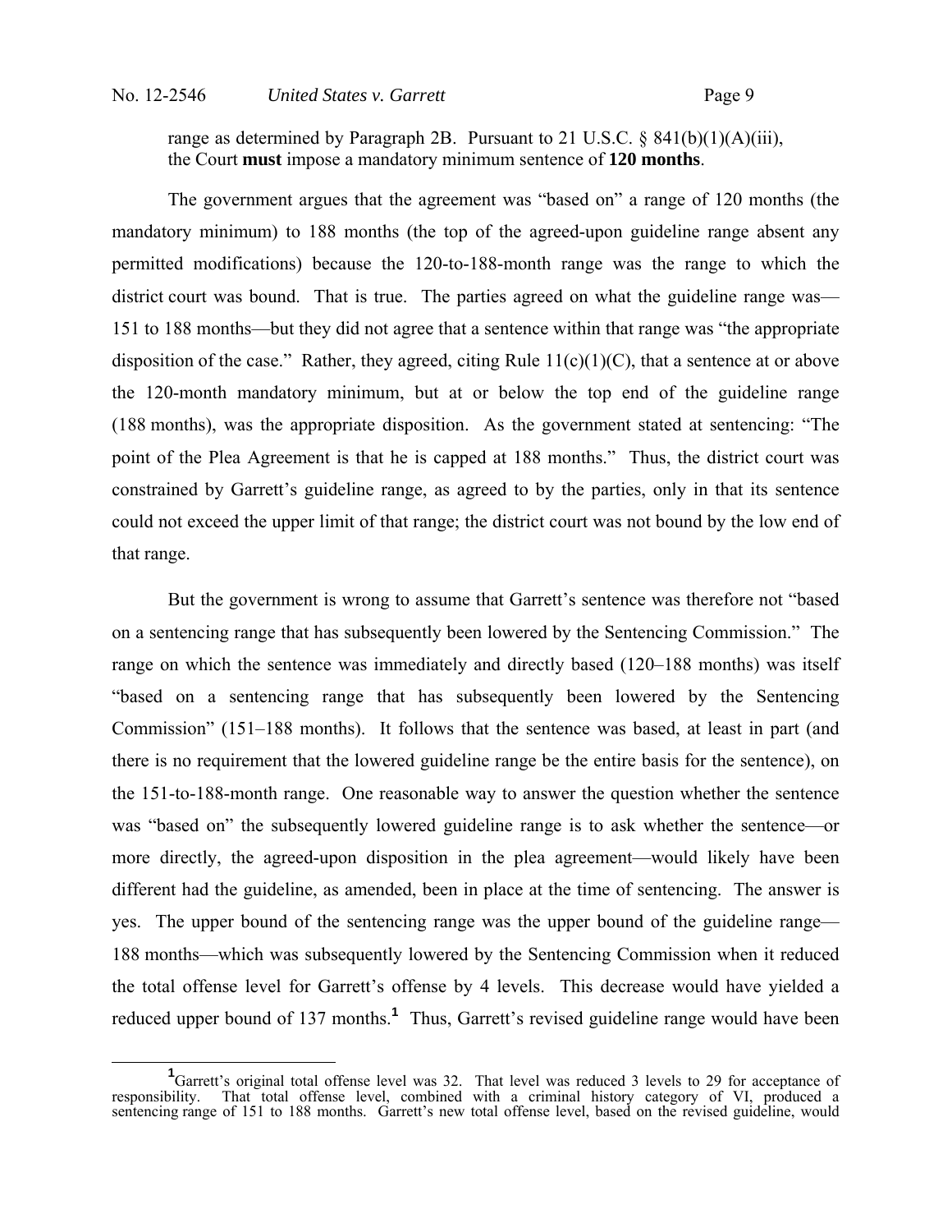range as determined by Paragraph 2B. Pursuant to 21 U.S.C. § 841(b)(1)(A)(iii), the Court **must** impose a mandatory minimum sentence of **120 months**.

The government argues that the agreement was "based on" a range of 120 months (the mandatory minimum) to 188 months (the top of the agreed-upon guideline range absent any permitted modifications) because the 120-to-188-month range was the range to which the district court was bound. That is true. The parties agreed on what the guideline range was—151 to 188 months—but they did not agree that a sentence within that range was "the appropriate disposition of the case." Rather, they agreed, citing Rule 11(c)(1)(C), that a sentence at or above the 120-month mandatory minimum, but at or below the top end of the guideline range (188 months), was the appropriate disposition. As the government stated at sentencing: "The point of the Plea Agreement is that he is capped at 188 months." Thus, the district court was constrained by Garrett's guideline range, as agreed to by the parties, only in that its sentence could not exceed the upper limit of that range; the district court was not bound by the low end of that range.

But the government is wrong to assume that Garrett's sentence was therefore not "based on a sentencing range that has subsequently been lowered by the Sentencing Commission." The range on which the sentence was immediately and directly based (120–188 months) was itself "based on a sentencing range that has subsequently been lowered by the Sentencing Commission" (151–188 months). It follows that the sentence was based, at least in part (and there is no requirement that the lowered guideline range be the entire basis for the sentence), on the 151-to-188-month range. One reasonable way to answer the question whether the sentence was "based on" the subsequently lowered guideline range is to ask whether the sentence—or more directly, the agreed-upon disposition in the plea agreement—would likely have been different had the guideline, as amended, been in place at the time of sentencing. The answer is yes. The upper bound of the sentencing range was the upper bound of the guideline range—188 months—which was subsequently lowered by the Sentencing Commission when it reduced the total offense level for Garrett's offense by 4 levels. This decrease would have yielded a reduced upper bound of 137 months.[1] Thus, Garrett's revised guideline range would have been

[1] Garrett's original total offense level was 32. That level was reduced 3 levels to 29 for acceptance of responsibility. That total offense level, combined with a criminal history category of VI, produced a sentencing range of 151 to 188 months. Garrett's new total offense level, based on the revised guideline, would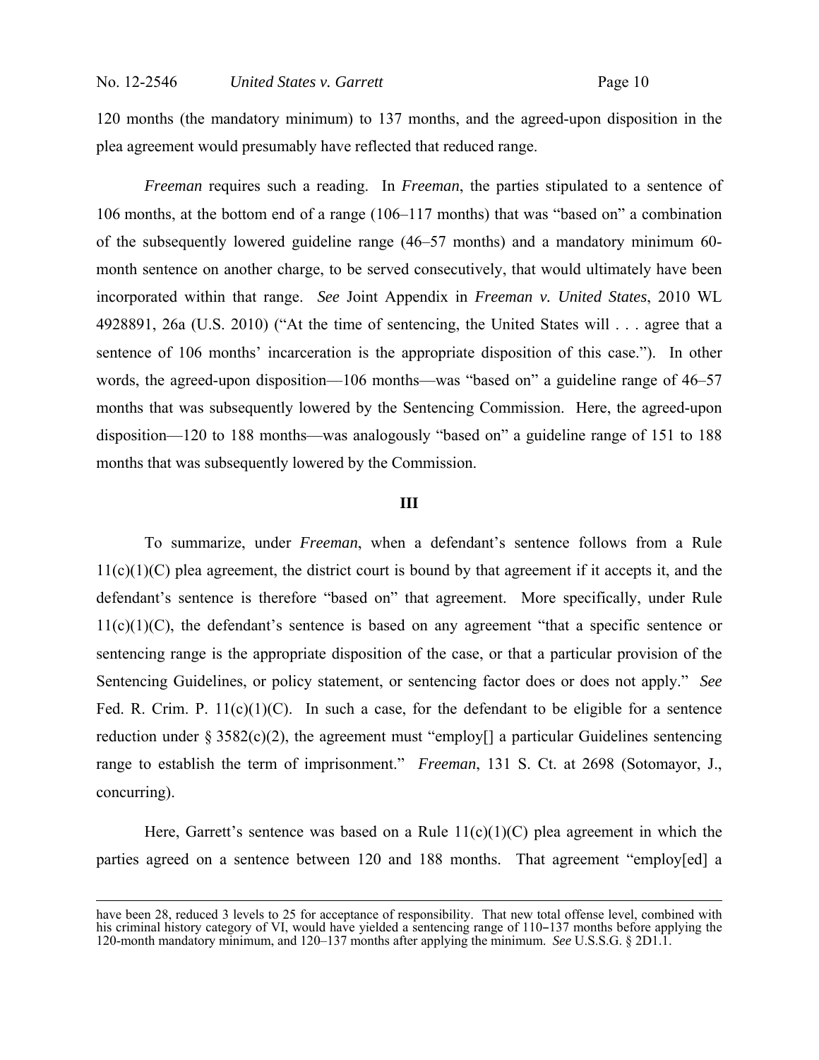120 months (the mandatory minimum) to 137 months, and the agreed-upon disposition in the plea agreement would presumably have reflected that reduced range.

*Freeman* requires such a reading. In *Freeman*, the parties stipulated to a sentence of 106 months, at the bottom end of a range (106–117 months) that was "based on" a combination of the subsequently lowered guideline range (46–57 months) and a mandatory minimum 60-month sentence on another charge, to be served consecutively, that would ultimately have been incorporated within that range. *See* Joint Appendix in *Freeman v. United States*, 2010 WL 4928891, 26a (U.S. 2010) ("At the time of sentencing, the United States will . . . agree that a sentence of 106 months' incarceration is the appropriate disposition of this case."). In other words, the agreed-upon disposition—106 months—was "based on" a guideline range of 46–57 months that was subsequently lowered by the Sentencing Commission. Here, the agreed-upon disposition—120 to 188 months—was analogously "based on" a guideline range of 151 to 188 months that was subsequently lowered by the Commission.

## III

To summarize, under *Freeman*, when a defendant's sentence follows from a Rule 11(c)(1)(C) plea agreement, the district court is bound by that agreement if it accepts it, and the defendant's sentence is therefore "based on" that agreement. More specifically, under Rule 11(c)(1)(C), the defendant's sentence is based on any agreement "that a specific sentence or sentencing range is the appropriate disposition of the case, or that a particular provision of the Sentencing Guidelines, or policy statement, or sentencing factor does or does not apply." *See* Fed. R. Crim. P. 11(c)(1)(C). In such a case, for the defendant to be eligible for a sentence reduction under § 3582(c)(2), the agreement must "employ[] a particular Guidelines sentencing range to establish the term of imprisonment." *Freeman*, 131 S. Ct. at 2698 (Sotomayor, J., concurring).

Here, Garrett's sentence was based on a Rule 11(c)(1)(C) plea agreement in which the parties agreed on a sentence between 120 and 188 months. That agreement "employ[ed] a

---

have been 28, reduced 3 levels to 25 for acceptance of responsibility. That new total offense level, combined with his criminal history category of VI, would have yielded a sentencing range of 110–137 months before applying the 120-month mandatory minimum, and 120–137 months after applying the minimum. *See* U.S.S.G. § 2D1.1.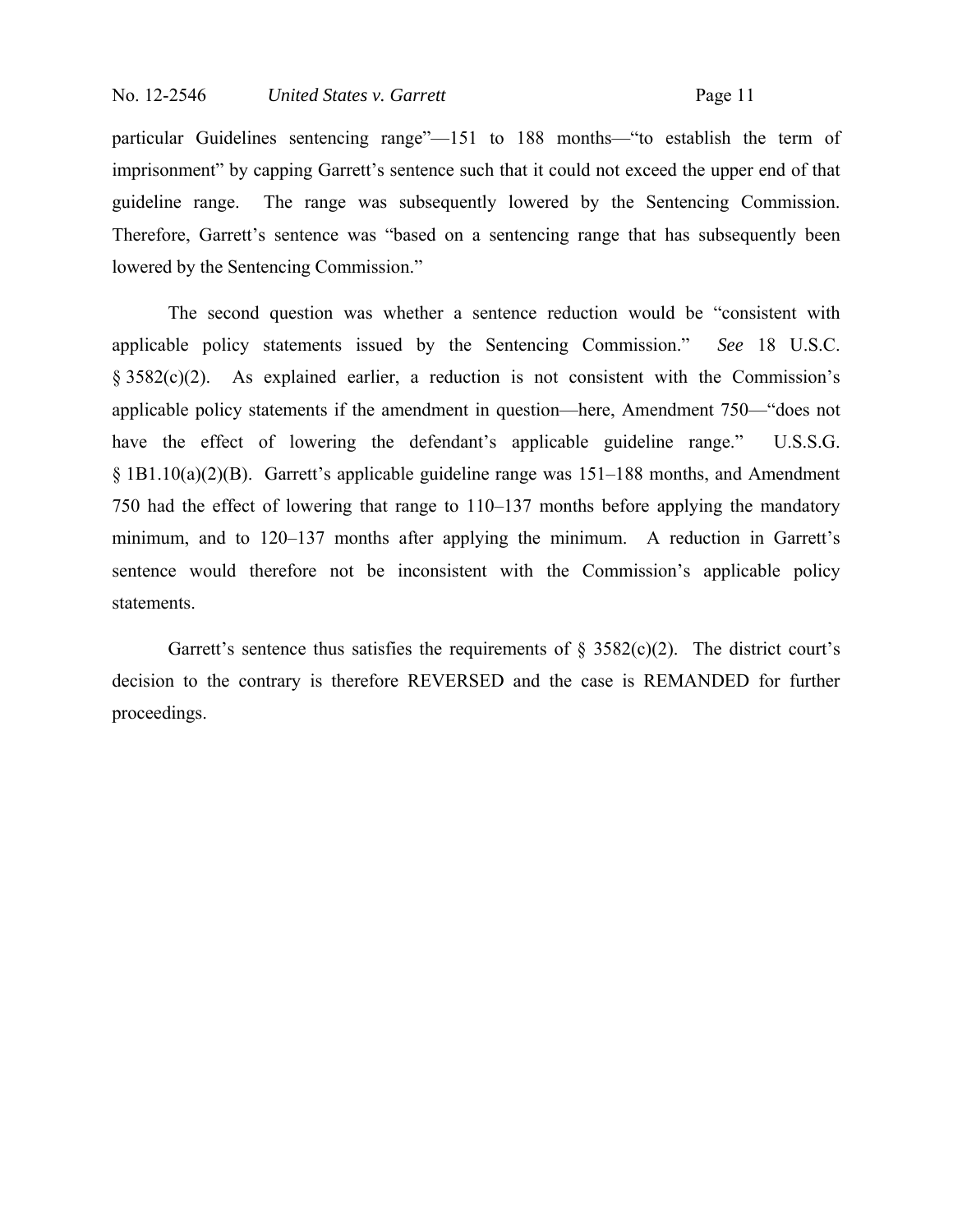particular Guidelines sentencing range"—151 to 188 months—"to establish the term of imprisonment" by capping Garrett's sentence such that it could not exceed the upper end of that guideline range. The range was subsequently lowered by the Sentencing Commission. Therefore, Garrett's sentence was "based on a sentencing range that has subsequently been lowered by the Sentencing Commission."

The second question was whether a sentence reduction would be "consistent with applicable policy statements issued by the Sentencing Commission." *See* 18 U.S.C. § 3582(c)(2). As explained earlier, a reduction is not consistent with the Commission's applicable policy statements if the amendment in question—here, Amendment 750—"does not have the effect of lowering the defendant's applicable guideline range." U.S.S.G. § 1B1.10(a)(2)(B). Garrett's applicable guideline range was 151–188 months, and Amendment 750 had the effect of lowering that range to 110–137 months before applying the mandatory minimum, and to 120–137 months after applying the minimum. A reduction in Garrett's sentence would therefore not be inconsistent with the Commission's applicable policy statements.

Garrett's sentence thus satisfies the requirements of § 3582(c)(2). The district court's decision to the contrary is therefore REVERSED and the case is REMANDED for further proceedings.